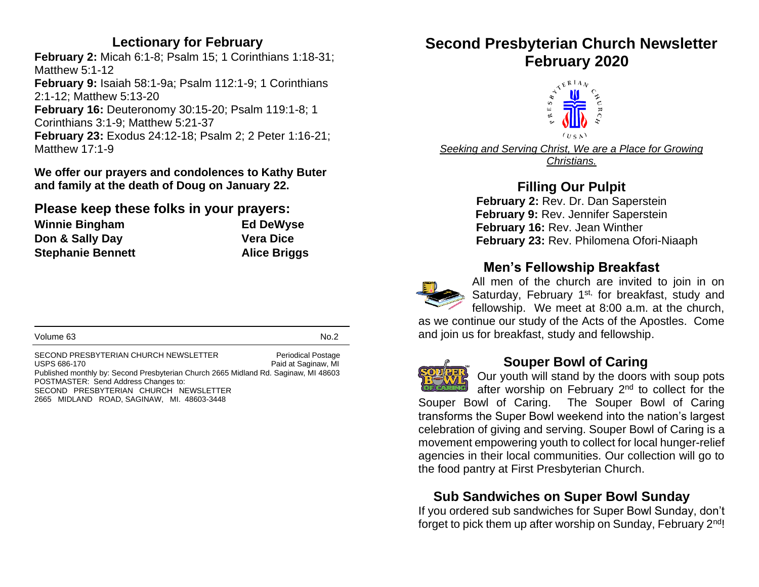## Lectionary for February

**February 2:** Micah 6:1-8; Psalm 15; 1 Corinthians 1:18-31; Matthew 5:1-12
**February 9:** Isaiah 58:1-9a; Psalm 112:1-9; 1 Corinthians 2:1-12; Matthew 5:13-20
**February 16:** Deuteronomy 30:15-20; Psalm 119:1-8; 1 Corinthians 3:1-9; Matthew 5:21-37
**February 23:** Exodus 24:12-18; Psalm 2; 2 Peter 1:16-21; Matthew 17:1-9

**We offer our prayers and condolences to Kathy Buter and family at the death of Doug on January 22.**

## Please keep these folks in your prayers:

| | |
|---|---|
| **Winnie Bingham** | **Ed DeWyse** |
| **Don & Sally Day** | **Vera Dice** |
| **Stephanie Bennett** | **Alice Briggs** |

Volume 63 No.2

SECOND PRESBYTERIAN CHURCH NEWSLETTER Periodical Postage
USPS 686-170 Paid at Saginaw, MI
Published monthly by: Second Presbyterian Church 2665 Midland Rd. Saginaw, MI 48603
POSTMASTER: Send Address Changes to:
SECOND PRESBYTERIAN CHURCH NEWSLETTER
2665 MIDLAND ROAD, SAGINAW, MI. 48603-3448

# Second Presbyterian Church Newsletter February 2020

*Seeking and Serving Christ, We are a Place for Growing Christians.*

## Filling Our Pulpit

**February 2:** Rev. Dr. Dan Saperstein
**February 9:** Rev. Jennifer Saperstein
**February 16:** Rev. Jean Winther
**February 23:** Rev. Philomena Ofori-Niaaph

## Men's Fellowship Breakfast

All men of the church are invited to join in on Saturday, February 1st, for breakfast, study and fellowship. We meet at 8:00 a.m. at the church, as we continue our study of the Acts of the Apostles. Come and join us for breakfast, study and fellowship.

## Souper Bowl of Caring

Our youth will stand by the doors with soup pots after worship on February 2nd to collect for the Souper Bowl of Caring. The Souper Bowl of Caring transforms the Super Bowl weekend into the nation's largest celebration of giving and serving. Souper Bowl of Caring is a movement empowering youth to collect for local hunger-relief agencies in their local communities. Our collection will go to the food pantry at First Presbyterian Church.

## Sub Sandwiches on Super Bowl Sunday

If you ordered sub sandwiches for Super Bowl Sunday, don't forget to pick them up after worship on Sunday, February 2nd!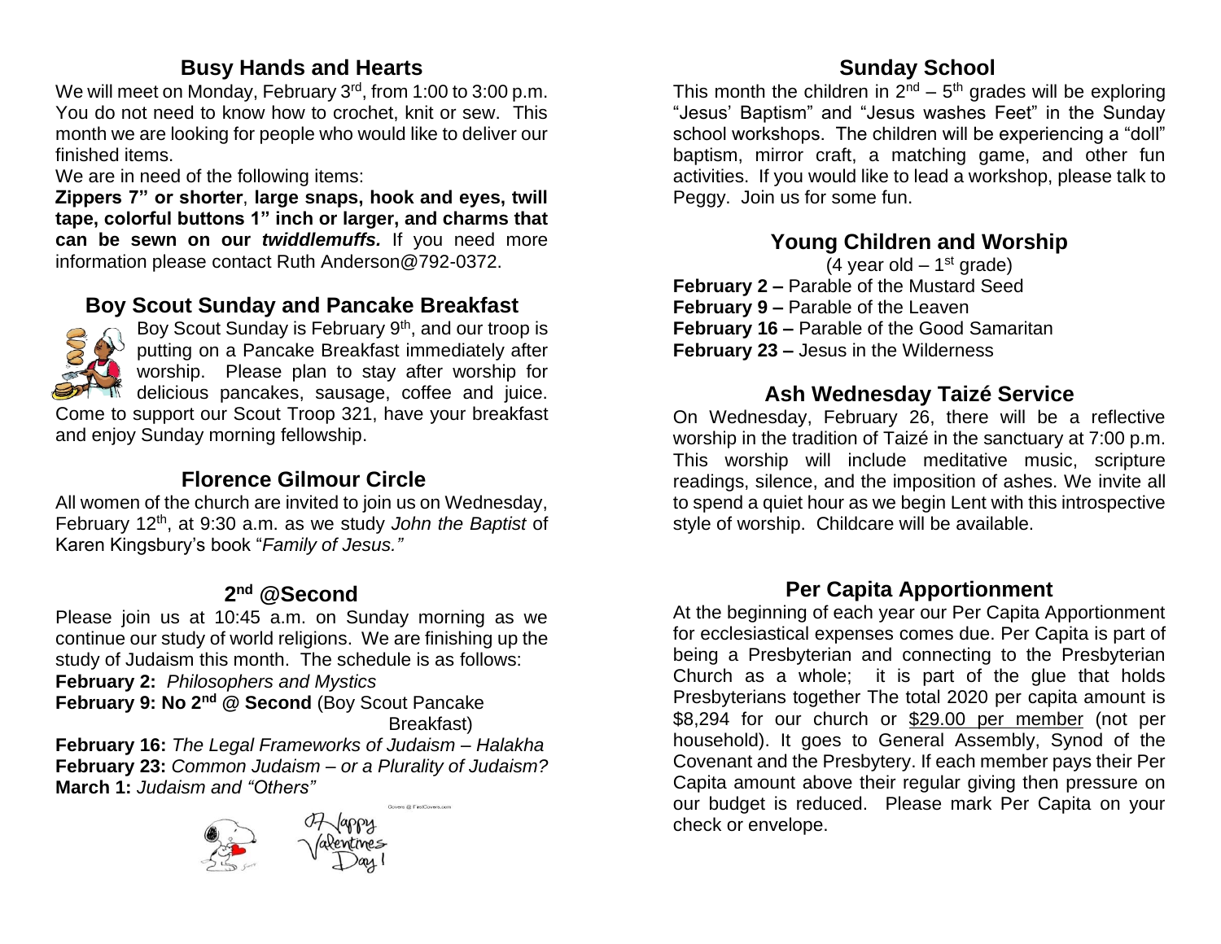## Busy Hands and Hearts

We will meet on Monday, February 3rd, from 1:00 to 3:00 p.m. You do not need to know how to crochet, knit or sew. This month we are looking for people who would like to deliver our finished items.

We are in need of the following items:

**Zippers 7" or shorter**, **large snaps, hook and eyes, twill tape, colorful buttons 1" inch or larger, and charms that can be sewn on our *twiddlemuffs.*** If you need more information please contact Ruth Anderson@792-0372.

## Boy Scout Sunday and Pancake Breakfast

Boy Scout Sunday is February 9th, and our troop is putting on a Pancake Breakfast immediately after worship. Please plan to stay after worship for delicious pancakes, sausage, coffee and juice. Come to support our Scout Troop 321, have your breakfast and enjoy Sunday morning fellowship.

## Florence Gilmour Circle

All women of the church are invited to join us on Wednesday, February 12th, at 9:30 a.m. as we study *John the Baptist* of Karen Kingsbury's book "*Family of Jesus.*"

## 2nd @Second

Please join us at 10:45 a.m. on Sunday morning as we continue our study of world religions. We are finishing up the study of Judaism this month. The schedule is as follows:

**February 2:** *Philosophers and Mystics*
**February 9: No 2nd @ Second** (Boy Scout Pancake Breakfast)
**February 16:** *The Legal Frameworks of Judaism – Halakha*
**February 23:** *Common Judaism – or a Plurality of Judaism?*
**March 1:** *Judaism and "Others"*

Happy Valentines Day!

## Sunday School

This month the children in 2nd – 5th grades will be exploring "Jesus' Baptism" and "Jesus washes Feet" in the Sunday school workshops. The children will be experiencing a "doll" baptism, mirror craft, a matching game, and other fun activities. If you would like to lead a workshop, please talk to Peggy. Join us for some fun.

## Young Children and Worship

(4 year old – 1st grade)

**February 2 –** Parable of the Mustard Seed
**February 9 –** Parable of the Leaven
**February 16 –** Parable of the Good Samaritan
**February 23 –** Jesus in the Wilderness

## Ash Wednesday Taizé Service

On Wednesday, February 26, there will be a reflective worship in the tradition of Taizé in the sanctuary at 7:00 p.m. This worship will include meditative music, scripture readings, silence, and the imposition of ashes. We invite all to spend a quiet hour as we begin Lent with this introspective style of worship. Childcare will be available.

## Per Capita Apportionment

At the beginning of each year our Per Capita Apportionment for ecclesiastical expenses comes due. Per Capita is part of being a Presbyterian and connecting to the Presbyterian Church as a whole; it is part of the glue that holds Presbyterians together The total 2020 per capita amount is $8,294 for our church or $29.00 per member (not per household). It goes to General Assembly, Synod of the Covenant and the Presbytery. If each member pays their Per Capita amount above their regular giving then pressure on our budget is reduced. Please mark Per Capita on your check or envelope.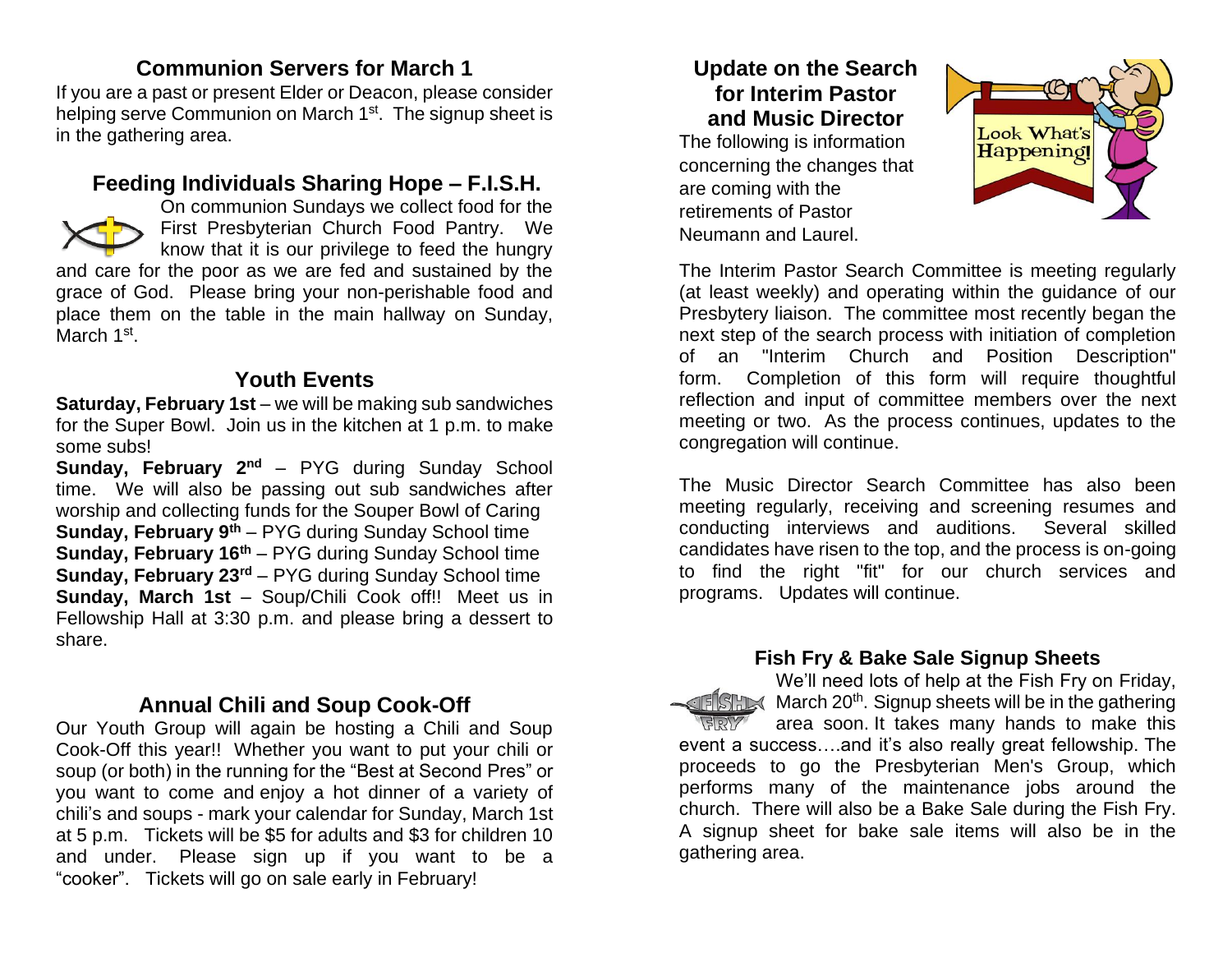## Communion Servers for March 1

If you are a past or present Elder or Deacon, please consider helping serve Communion on March 1st. The signup sheet is in the gathering area.

## Feeding Individuals Sharing Hope – F.I.S.H.

On communion Sundays we collect food for the First Presbyterian Church Food Pantry. We know that it is our privilege to feed the hungry and care for the poor as we are fed and sustained by the grace of God. Please bring your non-perishable food and place them on the table in the main hallway on Sunday, March 1st.

## Youth Events

**Saturday, February 1st** – we will be making sub sandwiches for the Super Bowl. Join us in the kitchen at 1 p.m. to make some subs!

**Sunday, February 2nd** – PYG during Sunday School time. We will also be passing out sub sandwiches after worship and collecting funds for the Souper Bowl of Caring

**Sunday, February 9th** – PYG during Sunday School time

**Sunday, February 16th** – PYG during Sunday School time

**Sunday, February 23rd** – PYG during Sunday School time

**Sunday, March 1st** – Soup/Chili Cook off!! Meet us in Fellowship Hall at 3:30 p.m. and please bring a dessert to share.

## Annual Chili and Soup Cook-Off

Our Youth Group will again be hosting a Chili and Soup Cook-Off this year!! Whether you want to put your chili or soup (or both) in the running for the "Best at Second Pres" or you want to come and enjoy a hot dinner of a variety of chili's and soups - mark your calendar for Sunday, March 1st at 5 p.m. Tickets will be $5 for adults and $3 for children 10 and under. Please sign up if you want to be a "cooker". Tickets will go on sale early in February!

## Update on the Search for Interim Pastor and Music Director

The following is information concerning the changes that are coming with the retirements of Pastor Neumann and Laurel.

The Interim Pastor Search Committee is meeting regularly (at least weekly) and operating within the guidance of our Presbytery liaison. The committee most recently began the next step of the search process with initiation of completion of an "Interim Church and Position Description" form. Completion of this form will require thoughtful reflection and input of committee members over the next meeting or two. As the process continues, updates to the congregation will continue.

The Music Director Search Committee has also been meeting regularly, receiving and screening resumes and conducting interviews and auditions. Several skilled candidates have risen to the top, and the process is on-going to find the right "fit" for our church services and programs. Updates will continue.

## Fish Fry & Bake Sale Signup Sheets

We'll need lots of help at the Fish Fry on Friday, March 20th. Signup sheets will be in the gathering area soon. It takes many hands to make this event a success….and it's also really great fellowship. The proceeds to go the Presbyterian Men's Group, which performs many of the maintenance jobs around the church. There will also be a Bake Sale during the Fish Fry. A signup sheet for bake sale items will also be in the gathering area.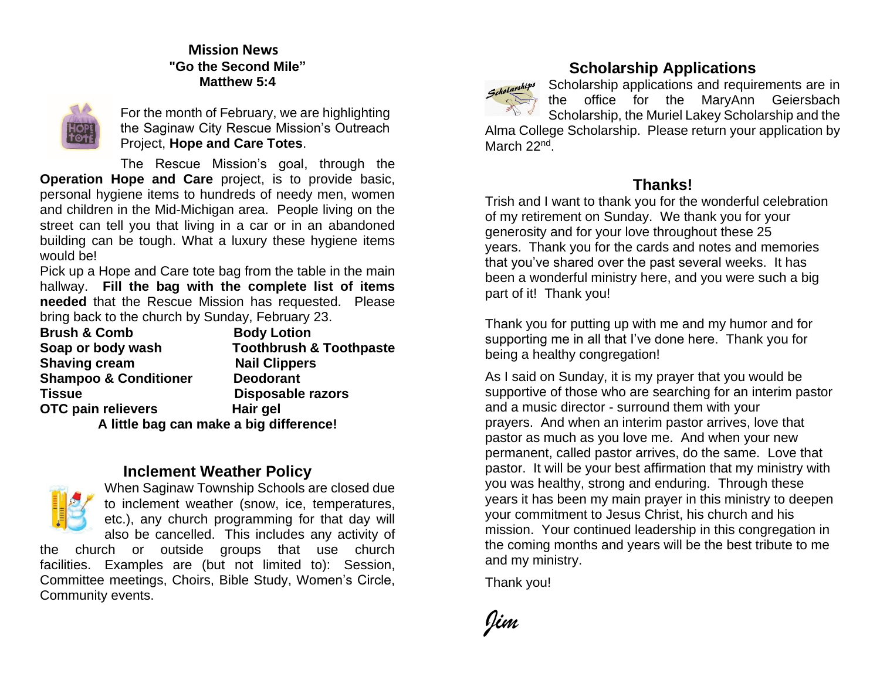## Mission News
**"Go the Second Mile"**
**Matthew 5:4**

For the month of February, we are highlighting the Saginaw City Rescue Mission's Outreach Project, **Hope and Care Totes**.

The Rescue Mission's goal, through the **Operation Hope and Care** project, is to provide basic, personal hygiene items to hundreds of needy men, women and children in the Mid-Michigan area. People living on the street can tell you that living in a car or in an abandoned building can be tough. What a luxury these hygiene items would be!

Pick up a Hope and Care tote bag from the table in the main hallway. **Fill the bag with the complete list of items needed** that the Rescue Mission has requested. Please bring back to the church by Sunday, February 23.

| | |
|---|---|
| **Brush & Comb** | **Body Lotion** |
| **Soap or body wash** | **Toothbrush & Toothpaste** |
| **Shaving cream** | **Nail Clippers** |
| **Shampoo & Conditioner** | **Deodorant** |
| **Tissue** | **Disposable razors** |
| **OTC pain relievers** | **Hair gel** |

**A little bag can make a big difference!**

## Inclement Weather Policy

When Saginaw Township Schools are closed due to inclement weather (snow, ice, temperatures, etc.), any church programming for that day will also be cancelled. This includes any activity of the church or outside groups that use church facilities. Examples are (but not limited to): Session, Committee meetings, Choirs, Bible Study, Women's Circle, Community events.

## Scholarship Applications

Scholarship applications and requirements are in the office for the MaryAnn Geiersbach Scholarship, the Muriel Lakey Scholarship and the Alma College Scholarship. Please return your application by March 22nd.

## Thanks!

Trish and I want to thank you for the wonderful celebration of my retirement on Sunday. We thank you for your generosity and for your love throughout these 25 years. Thank you for the cards and notes and memories that you've shared over the past several weeks. It has been a wonderful ministry here, and you were such a big part of it! Thank you!

Thank you for putting up with me and my humor and for supporting me in all that I've done here. Thank you for being a healthy congregation!

As I said on Sunday, it is my prayer that you would be supportive of those who are searching for an interim pastor and a music director - surround them with your prayers. And when an interim pastor arrives, love that pastor as much as you love me. And when your new permanent, called pastor arrives, do the same. Love that pastor. It will be your best affirmation that my ministry with you was healthy, strong and enduring. Through these years it has been my main prayer in this ministry to deepen your commitment to Jesus Christ, his church and his mission. Your continued leadership in this congregation in the coming months and years will be the best tribute to me and my ministry.

Thank you!

*Jim*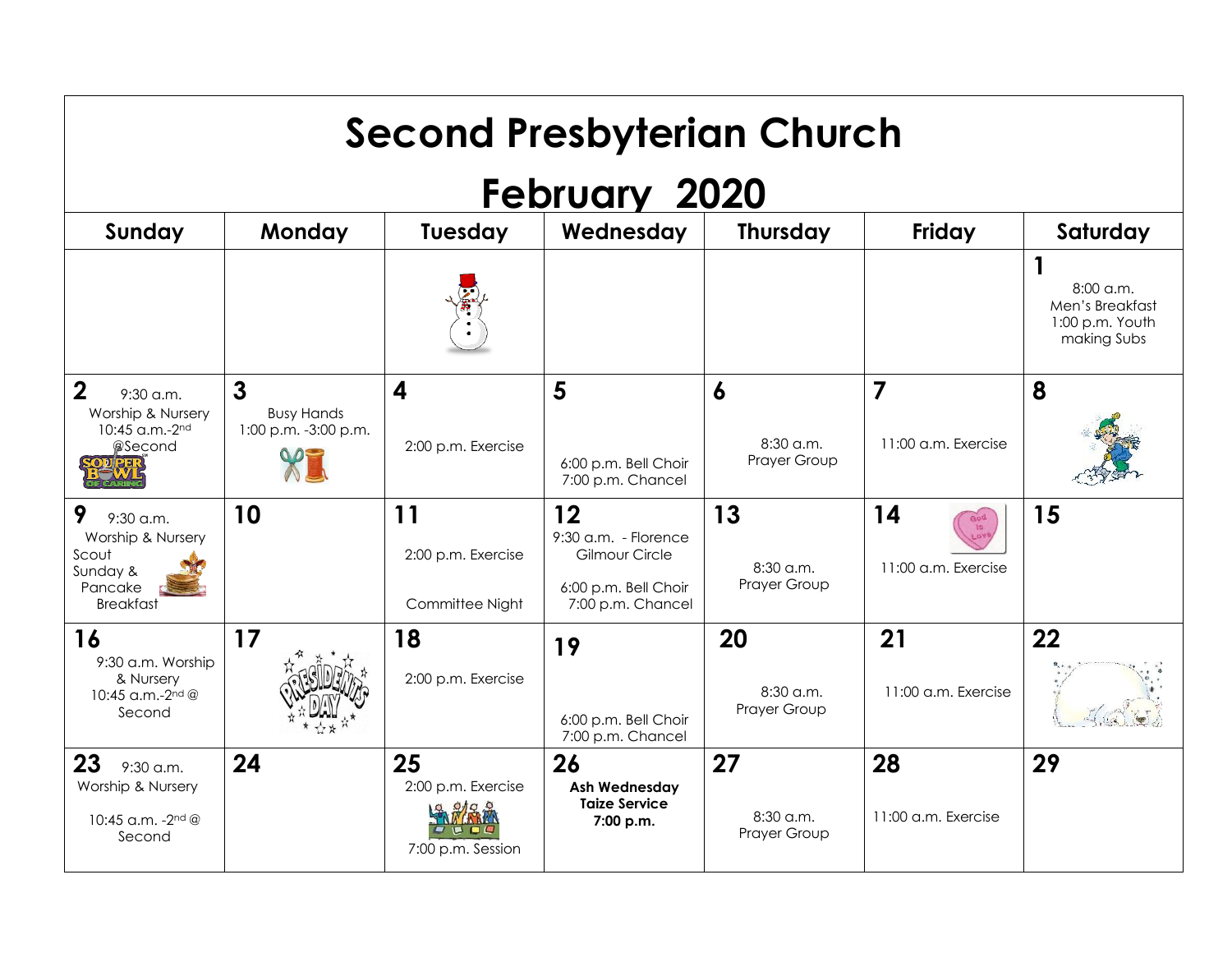# Second Presbyterian Church

## February 2020

| Sunday | Monday | Tuesday | Wednesday | Thursday | Friday | Saturday |
|---|---|---|---|---|---|---|
| | | | | | | **1** 8:00 a.m. Men's Breakfast 1:00 p.m. Youth making Subs |
| **2** 9:30 a.m. Worship & Nursery 10:45 a.m.-2nd @Second | **3** Busy Hands 1:00 p.m. -3:00 p.m. | **4** 2:00 p.m. Exercise | **5** 6:00 p.m. Bell Choir 7:00 p.m. Chancel | **6** 8:30 a.m. Prayer Group | **7** 11:00 a.m. Exercise | **8** |
| **9** 9:30 a.m. Worship & Nursery Scout Sunday & Pancake Breakfast | **10** | **11** 2:00 p.m. Exercise Committee Night | **12** 9:30 a.m. - Florence Gilmour Circle 6:00 p.m. Bell Choir 7:00 p.m. Chancel | **13** 8:30 a.m. Prayer Group | **14** 11:00 a.m. Exercise | **15** |
| **16** 9:30 a.m. Worship & Nursery 10:45 a.m.-2nd @ Second | **17** | **18** 2:00 p.m. Exercise | **19** 6:00 p.m. Bell Choir 7:00 p.m. Chancel | **20** 8:30 a.m. Prayer Group | **21** 11:00 a.m. Exercise | **22** |
| **23** 9:30 a.m. Worship & Nursery 10:45 a.m. -2nd @ Second | **24** | **25** 2:00 p.m. Exercise 7:00 p.m. Session | **26** **Ash Wednesday Taize Service 7:00 p.m.** | **27** 8:30 a.m. Prayer Group | **28** 11:00 a.m. Exercise | **29** |